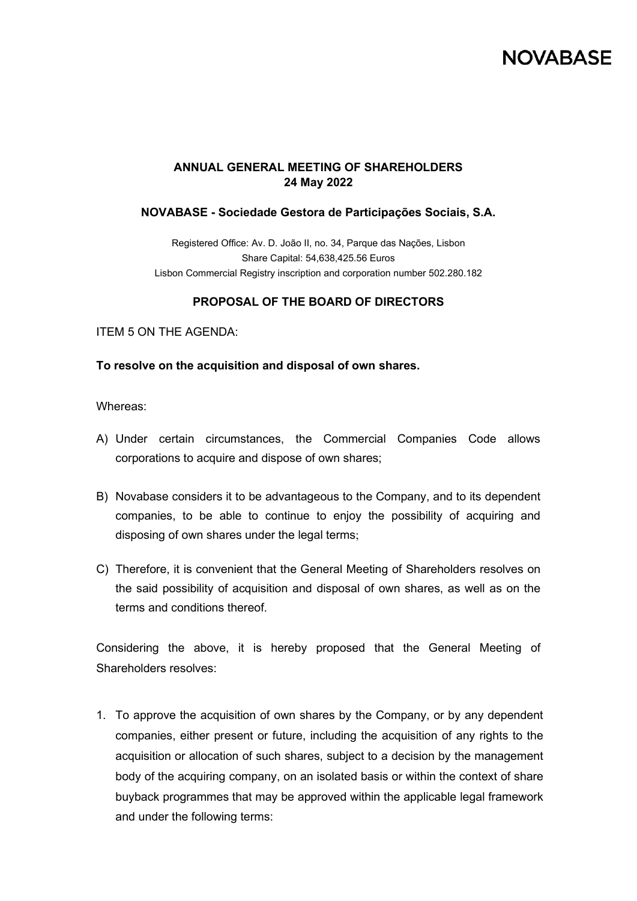NOVABASE

**ANNUAL GENERAL MEETING OF SHAREHOLDERS**
**24 May 2022**

**NOVABASE - Sociedade Gestora de Participações Sociais, S.A.**

Registered Office: Av. D. João II, no. 34, Parque das Nações, Lisbon
Share Capital: 54,638,425.56 Euros
Lisbon Commercial Registry inscription and corporation number 502.280.182

**PROPOSAL OF THE BOARD OF DIRECTORS**

ITEM 5 ON THE AGENDA:

**To resolve on the acquisition and disposal of own shares.**

Whereas:

A) Under certain circumstances, the Commercial Companies Code allows corporations to acquire and dispose of own shares;

B) Novabase considers it to be advantageous to the Company, and to its dependent companies, to be able to continue to enjoy the possibility of acquiring and disposing of own shares under the legal terms;

C) Therefore, it is convenient that the General Meeting of Shareholders resolves on the said possibility of acquisition and disposal of own shares, as well as on the terms and conditions thereof.

Considering the above, it is hereby proposed that the General Meeting of Shareholders resolves:

1. To approve the acquisition of own shares by the Company, or by any dependent companies, either present or future, including the acquisition of any rights to the acquisition or allocation of such shares, subject to a decision by the management body of the acquiring company, on an isolated basis or within the context of share buyback programmes that may be approved within the applicable legal framework and under the following terms: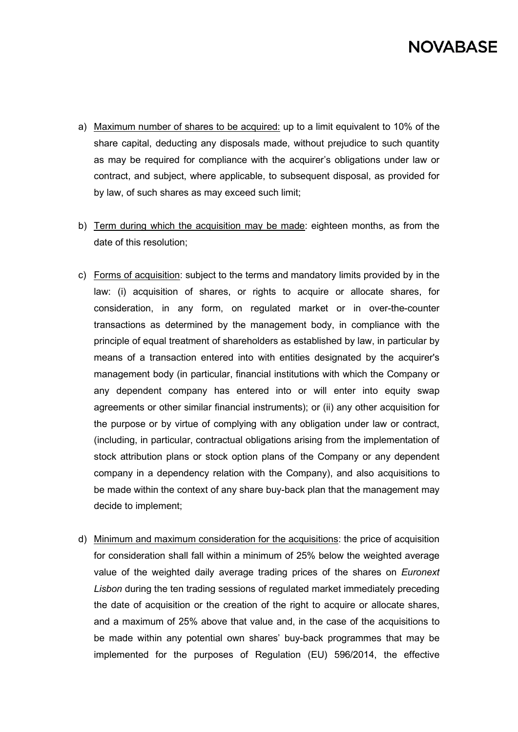a) Maximum number of shares to be acquired: up to a limit equivalent to 10% of the share capital, deducting any disposals made, without prejudice to such quantity as may be required for compliance with the acquirer's obligations under law or contract, and subject, where applicable, to subsequent disposal, as provided for by law, of such shares as may exceed such limit;

b) Term during which the acquisition may be made: eighteen months, as from the date of this resolution;

c) Forms of acquisition: subject to the terms and mandatory limits provided by in the law: (i) acquisition of shares, or rights to acquire or allocate shares, for consideration, in any form, on regulated market or in over-the-counter transactions as determined by the management body, in compliance with the principle of equal treatment of shareholders as established by law, in particular by means of a transaction entered into with entities designated by the acquirer's management body (in particular, financial institutions with which the Company or any dependent company has entered into or will enter into equity swap agreements or other similar financial instruments); or (ii) any other acquisition for the purpose or by virtue of complying with any obligation under law or contract, (including, in particular, contractual obligations arising from the implementation of stock attribution plans or stock option plans of the Company or any dependent company in a dependency relation with the Company), and also acquisitions to be made within the context of any share buy-back plan that the management may decide to implement;

d) Minimum and maximum consideration for the acquisitions: the price of acquisition for consideration shall fall within a minimum of 25% below the weighted average value of the weighted daily average trading prices of the shares on *Euronext Lisbon* during the ten trading sessions of regulated market immediately preceding the date of acquisition or the creation of the right to acquire or allocate shares, and a maximum of 25% above that value and, in the case of the acquisitions to be made within any potential own shares' buy-back programmes that may be implemented for the purposes of Regulation (EU) 596/2014, the effective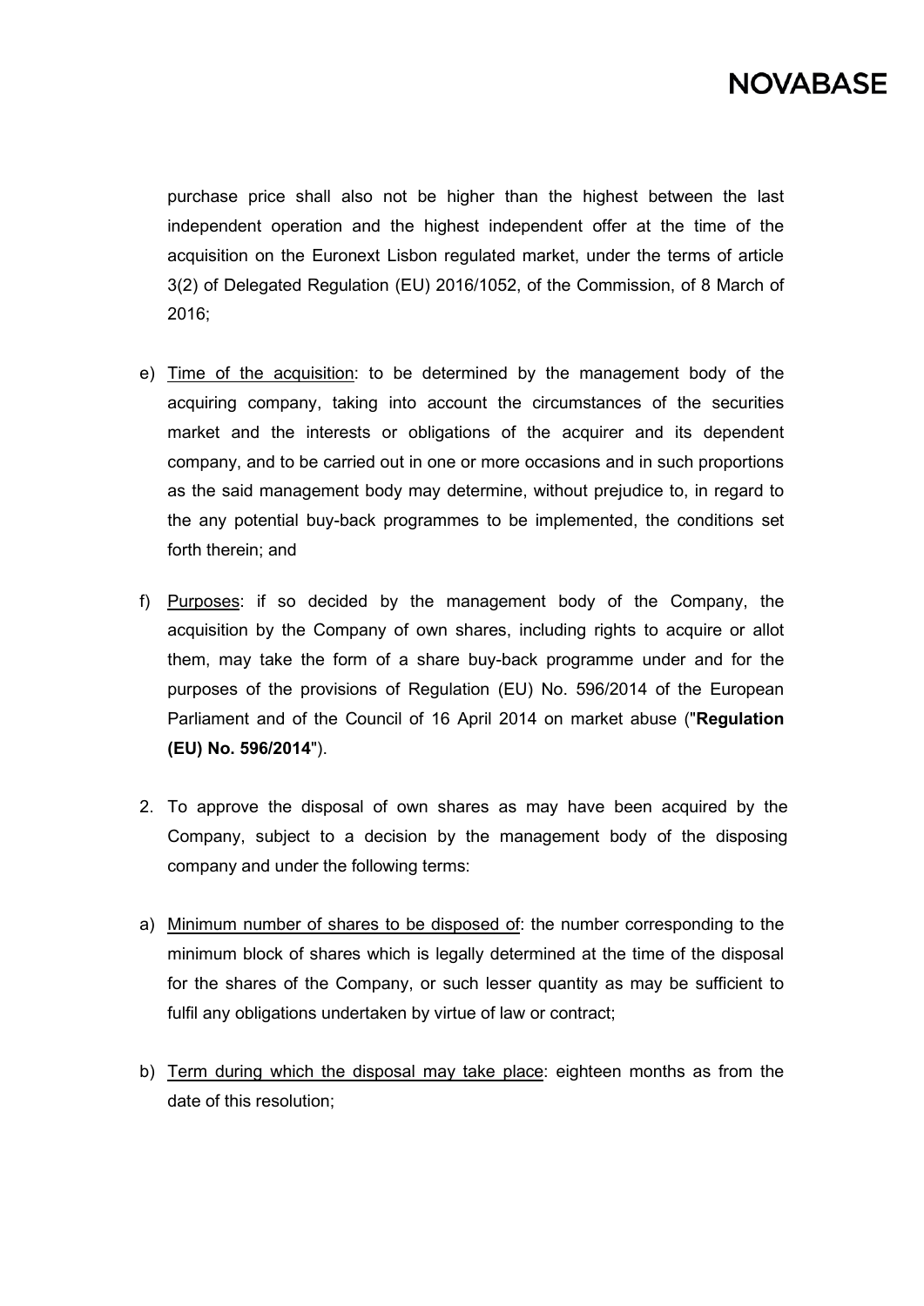purchase price shall also not be higher than the highest between the last independent operation and the highest independent offer at the time of the acquisition on the Euronext Lisbon regulated market, under the terms of article 3(2) of Delegated Regulation (EU) 2016/1052, of the Commission, of 8 March of 2016;

e) Time of the acquisition: to be determined by the management body of the acquiring company, taking into account the circumstances of the securities market and the interests or obligations of the acquirer and its dependent company, and to be carried out in one or more occasions and in such proportions as the said management body may determine, without prejudice to, in regard to the any potential buy-back programmes to be implemented, the conditions set forth therein; and

f) Purposes: if so decided by the management body of the Company, the acquisition by the Company of own shares, including rights to acquire or allot them, may take the form of a share buy-back programme under and for the purposes of the provisions of Regulation (EU) No. 596/2014 of the European Parliament and of the Council of 16 April 2014 on market abuse ("**Regulation (EU) No. 596/2014**").

2. To approve the disposal of own shares as may have been acquired by the Company, subject to a decision by the management body of the disposing company and under the following terms:

a) Minimum number of shares to be disposed of: the number corresponding to the minimum block of shares which is legally determined at the time of the disposal for the shares of the Company, or such lesser quantity as may be sufficient to fulfil any obligations undertaken by virtue of law or contract;

b) Term during which the disposal may take place: eighteen months as from the date of this resolution;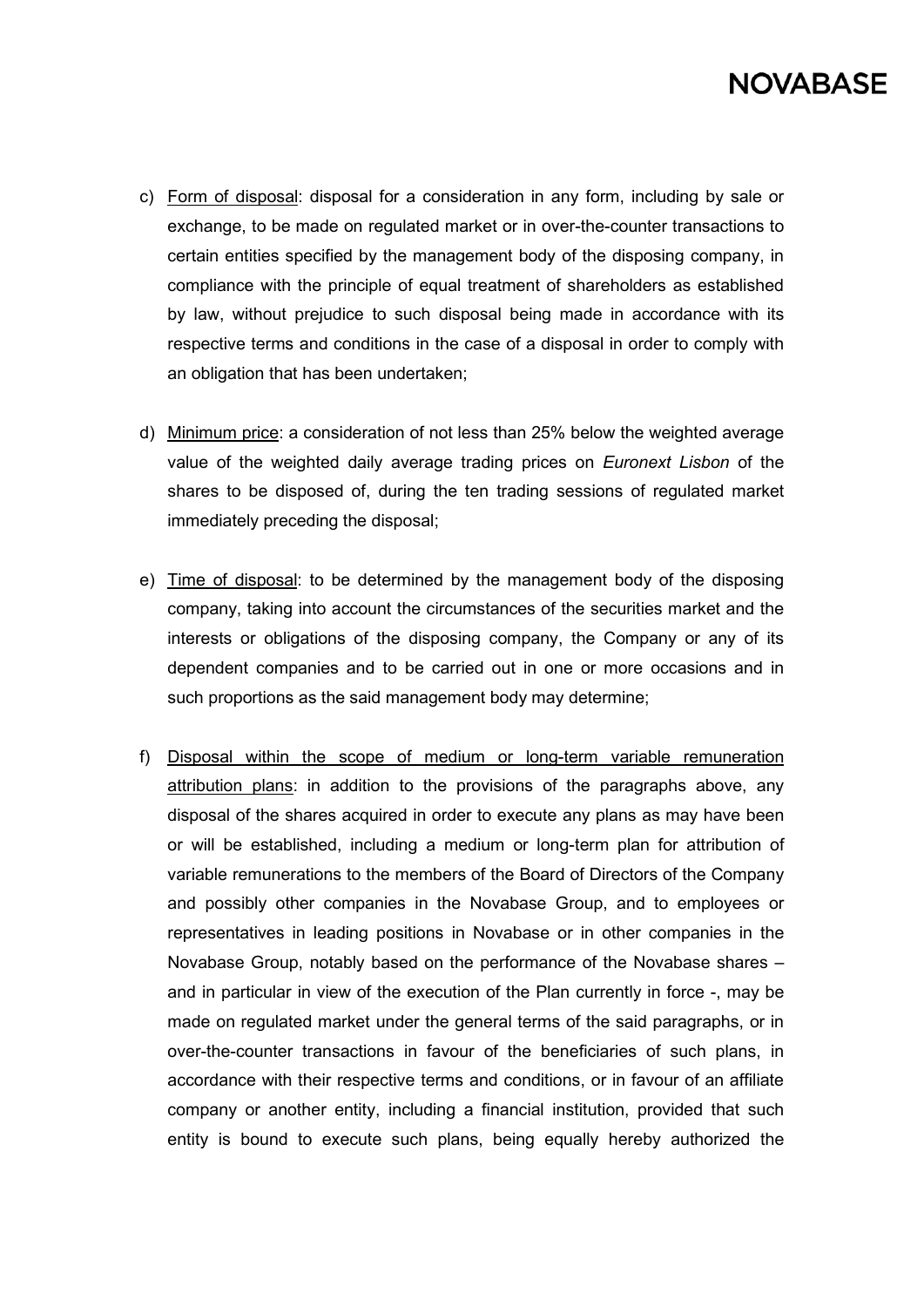c) Form of disposal: disposal for a consideration in any form, including by sale or exchange, to be made on regulated market or in over-the-counter transactions to certain entities specified by the management body of the disposing company, in compliance with the principle of equal treatment of shareholders as established by law, without prejudice to such disposal being made in accordance with its respective terms and conditions in the case of a disposal in order to comply with an obligation that has been undertaken;

d) Minimum price: a consideration of not less than 25% below the weighted average value of the weighted daily average trading prices on *Euronext Lisbon* of the shares to be disposed of, during the ten trading sessions of regulated market immediately preceding the disposal;

e) Time of disposal: to be determined by the management body of the disposing company, taking into account the circumstances of the securities market and the interests or obligations of the disposing company, the Company or any of its dependent companies and to be carried out in one or more occasions and in such proportions as the said management body may determine;

f) Disposal within the scope of medium or long-term variable remuneration attribution plans: in addition to the provisions of the paragraphs above, any disposal of the shares acquired in order to execute any plans as may have been or will be established, including a medium or long-term plan for attribution of variable remunerations to the members of the Board of Directors of the Company and possibly other companies in the Novabase Group, and to employees or representatives in leading positions in Novabase or in other companies in the Novabase Group, notably based on the performance of the Novabase shares – and in particular in view of the execution of the Plan currently in force -, may be made on regulated market under the general terms of the said paragraphs, or in over-the-counter transactions in favour of the beneficiaries of such plans, in accordance with their respective terms and conditions, or in favour of an affiliate company or another entity, including a financial institution, provided that such entity is bound to execute such plans, being equally hereby authorized the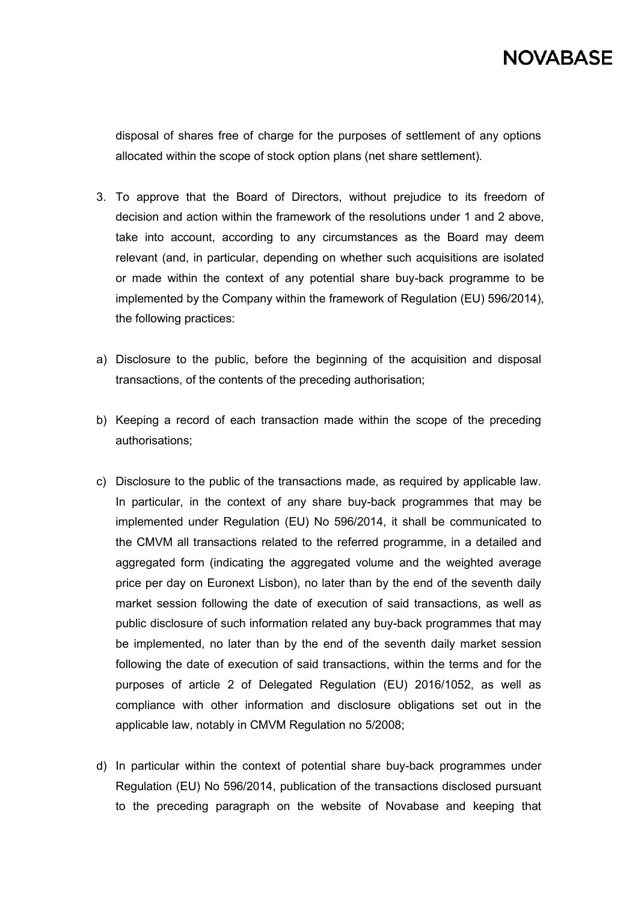disposal of shares free of charge for the purposes of settlement of any options allocated within the scope of stock option plans (net share settlement).

3. To approve that the Board of Directors, without prejudice to its freedom of decision and action within the framework of the resolutions under 1 and 2 above, take into account, according to any circumstances as the Board may deem relevant (and, in particular, depending on whether such acquisitions are isolated or made within the context of any potential share buy-back programme to be implemented by the Company within the framework of Regulation (EU) 596/2014), the following practices:

a) Disclosure to the public, before the beginning of the acquisition and disposal transactions, of the contents of the preceding authorisation;

b) Keeping a record of each transaction made within the scope of the preceding authorisations;

c) Disclosure to the public of the transactions made, as required by applicable law. In particular, in the context of any share buy-back programmes that may be implemented under Regulation (EU) No 596/2014, it shall be communicated to the CMVM all transactions related to the referred programme, in a detailed and aggregated form (indicating the aggregated volume and the weighted average price per day on Euronext Lisbon), no later than by the end of the seventh daily market session following the date of execution of said transactions, as well as public disclosure of such information related any buy-back programmes that may be implemented, no later than by the end of the seventh daily market session following the date of execution of said transactions, within the terms and for the purposes of article 2 of Delegated Regulation (EU) 2016/1052, as well as compliance with other information and disclosure obligations set out in the applicable law, notably in CMVM Regulation no 5/2008;

d) In particular within the context of potential share buy-back programmes under Regulation (EU) No 596/2014, publication of the transactions disclosed pursuant to the preceding paragraph on the website of Novabase and keeping that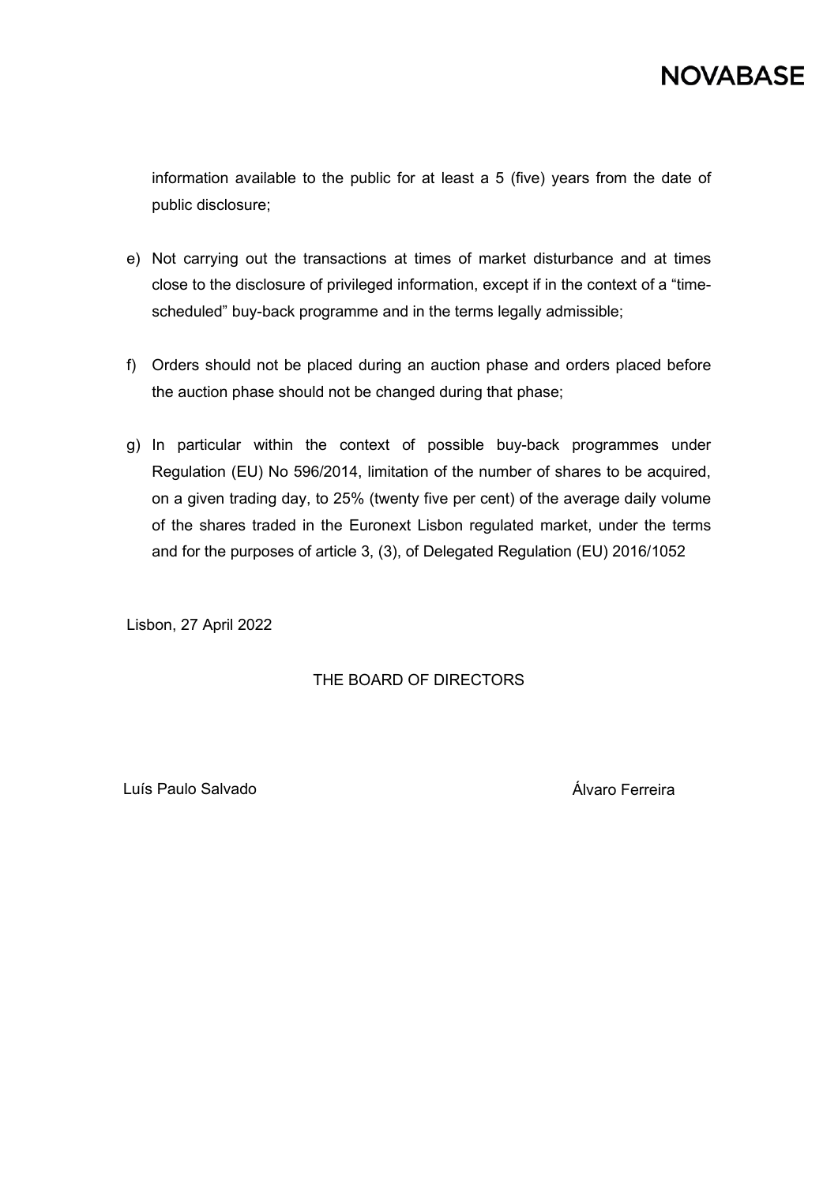information available to the public for at least a 5 (five) years from the date of public disclosure;

e) Not carrying out the transactions at times of market disturbance and at times close to the disclosure of privileged information, except if in the context of a "time-scheduled" buy-back programme and in the terms legally admissible;

f) Orders should not be placed during an auction phase and orders placed before the auction phase should not be changed during that phase;

g) In particular within the context of possible buy-back programmes under Regulation (EU) No 596/2014, limitation of the number of shares to be acquired, on a given trading day, to 25% (twenty five per cent) of the average daily volume of the shares traded in the Euronext Lisbon regulated market, under the terms and for the purposes of article 3, (3), of Delegated Regulation (EU) 2016/1052

Lisbon, 27 April 2022

THE BOARD OF DIRECTORS

Luís Paulo Salvado

Álvaro Ferreira